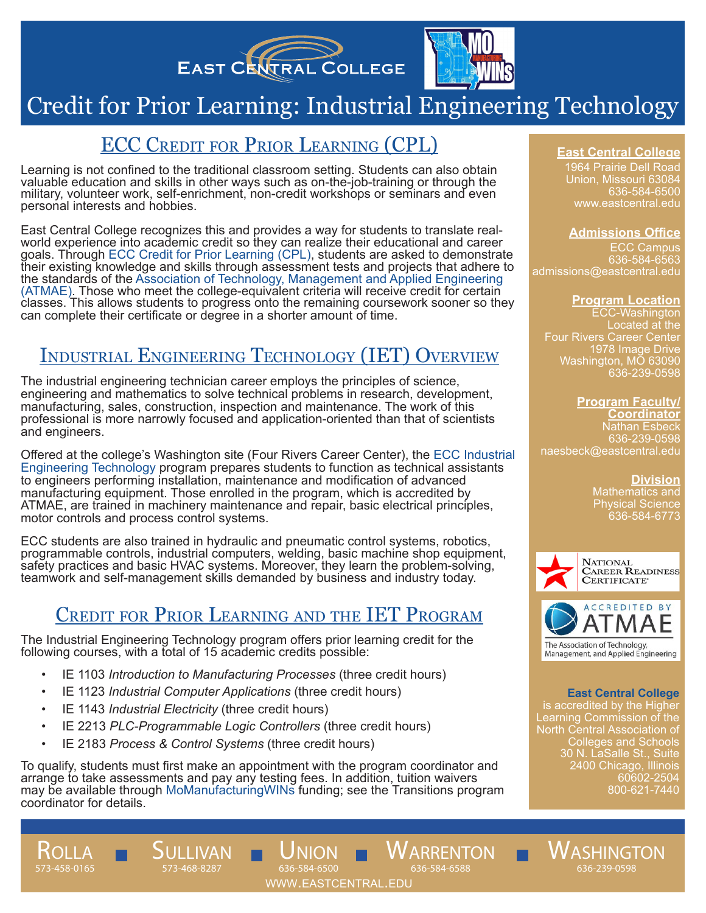East Central College

# Credit for Prior Learning: Industrial Engineering Technology

## ECC Credit for Prior Learning (CPL)

Learning is not confined to the traditional classroom setting. Students can also obtain valuable education and skills in other ways such as on-the-job-training or through the military, volunteer work, self-enrichment, non-credit workshops or seminars and even personal interests and hobbies.

East Central College recognizes this and provides a way for students to translate real-world experience into academic credit so they can realize their educational and career goals. Through ECC Credit for Prior Learning (CPL), students are asked to demonstrate their existing knowledge and skills through assessment tests and projects that adhere to the standards of the Association of Technology, Management and Applied Engineering (ATMAE). Those who meet the college-equivalent criteria will receive credit for certain classes. This allows students to progress onto the remaining coursework sooner so they can complete their certificate or degree in a shorter amount of time.

## Industrial Engineering Technology (IET) Overview

The industrial engineering technician career employs the principles of science, engineering and mathematics to solve technical problems in research, development, manufacturing, sales, construction, inspection and maintenance. The work of this professional is more narrowly focused and application-oriented than that of scientists and engineers.

Offered at the college's Washington site (Four Rivers Career Center), the ECC Industrial Engineering Technology program prepares students to function as technical assistants to engineers performing installation, maintenance and modification of advanced manufacturing equipment. Those enrolled in the program, which is accredited by ATMAE, are trained in machinery maintenance and repair, basic electrical principles, motor controls and process control systems.

ECC students are also trained in hydraulic and pneumatic control systems, robotics, programmable controls, industrial computers, welding, basic machine shop equipment, safety practices and basic HVAC systems. Moreover, they learn the problem-solving, teamwork and self-management skills demanded by business and industry today.

## Credit for Prior Learning and the IET Program

The Industrial Engineering Technology program offers prior learning credit for the following courses, with a total of 15 academic credits possible:

- IE 1103 *Introduction to Manufacturing Processes* (three credit hours)
- IE 1123 *Industrial Computer Applications* (three credit hours)
- IE 1143 *Industrial Electricity* (three credit hours)
- IE 2213 *PLC-Programmable Logic Controllers* (three credit hours)
- IE 2183 *Process & Control Systems* (three credit hours)

To qualify, students must first make an appointment with the program coordinator and arrange to take assessments and pay any testing fees. In addition, tuition waivers may be available through MoManufacturingWINs funding; see the Transitions program coordinator for details.

**East Central College**
1964 Prairie Dell Road
Union, Missouri 63084
636-584-6500
www.eastcentral.edu

**Admissions Office**
ECC Campus
636-584-6563
admissions@eastcentral.edu

**Program Location**
ECC-Washington
Located at the
Four Rivers Career Center
1978 Image Drive
Washington, MO 63090
636-239-0598

**Program Faculty/ Coordinator**
Nathan Esbeck
636-239-0598
naesbeck@eastcentral.edu

**Division**
Mathematics and Physical Science
636-584-6773

National Career Readiness Certificate

Accredited by ATMAE — The Association of Technology, Management, and Applied Engineering

**East Central College** is accredited by the Higher Learning Commission of the North Central Association of Colleges and Schools
30 N. LaSalle St., Suite 2400 Chicago, Illinois 60602-2504
800-621-7440

Rolla 573-458-0165 | Sullivan 573-468-8287 | Union 636-584-6500 | Warrenton 636-584-6588 | Washington 636-239-0598

www.eastcentral.edu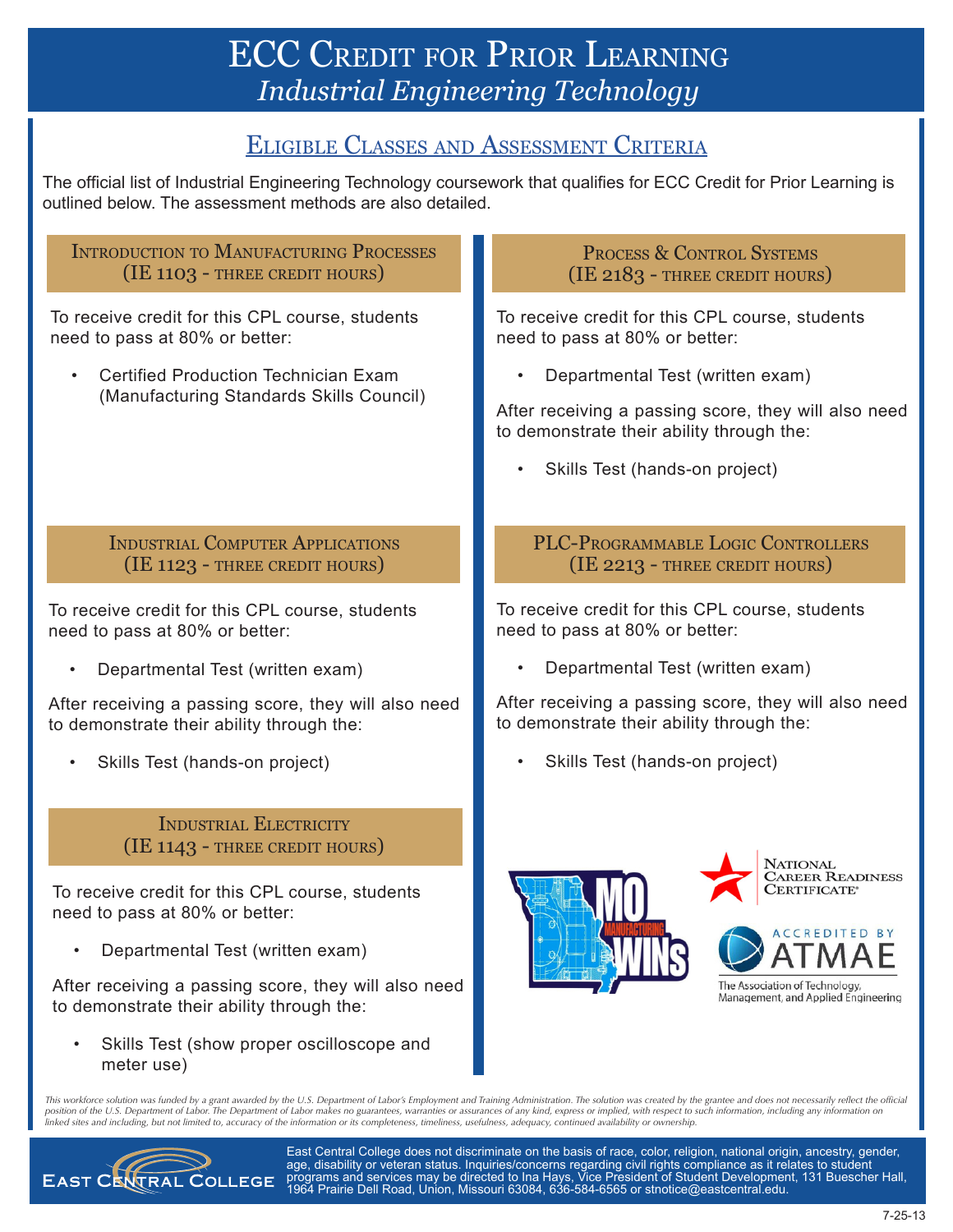# ECC Credit for Prior Learning
## *Industrial Engineering Technology*

## Eligible Classes and Assessment Criteria

The official list of Industrial Engineering Technology coursework that qualifies for ECC Credit for Prior Learning is outlined below. The assessment methods are also detailed.

### Introduction to Manufacturing Processes (IE 1103 - three credit hours)

To receive credit for this CPL course, students need to pass at 80% or better:

- Certified Production Technician Exam (Manufacturing Standards Skills Council)

### Industrial Computer Applications (IE 1123 - three credit hours)

To receive credit for this CPL course, students need to pass at 80% or better:

- Departmental Test (written exam)

After receiving a passing score, they will also need to demonstrate their ability through the:

- Skills Test (hands-on project)

### Industrial Electricity (IE 1143 - three credit hours)

To receive credit for this CPL course, students need to pass at 80% or better:

- Departmental Test (written exam)

After receiving a passing score, they will also need to demonstrate their ability through the:

- Skills Test (show proper oscilloscope and meter use)

### Process & Control Systems (IE 2183 - three credit hours)

To receive credit for this CPL course, students need to pass at 80% or better:

- Departmental Test (written exam)

After receiving a passing score, they will also need to demonstrate their ability through the:

- Skills Test (hands-on project)

### PLC-Programmable Logic Controllers (IE 2213 - three credit hours)

To receive credit for this CPL course, students need to pass at 80% or better:

- Departmental Test (written exam)

After receiving a passing score, they will also need to demonstrate their ability through the:

- Skills Test (hands-on project)

MO Manufacturing WINS

National Career Readiness Certificate®

Accredited by ATMAE
The Association of Technology, Management, and Applied Engineering

*This workforce solution was funded by a grant awarded by the U.S. Department of Labor's Employment and Training Administration. The solution was created by the grantee and does not necessarily reflect the official position of the U.S. Department of Labor. The Department of Labor makes no guarantees, warranties or assurances of any kind, express or implied, with respect to such information, including any information on linked sites and including, but not limited to, accuracy of the information or its completeness, timeliness, usefulness, adequacy, continued availability or ownership.*

East Central College

East Central College does not discriminate on the basis of race, color, religion, national origin, ancestry, gender, age, disability or veteran status. Inquiries/concerns regarding civil rights compliance as it relates to student programs and services may be directed to Ina Hays, Vice President of Student Development, 131 Buescher Hall, 1964 Prairie Dell Road, Union, Missouri 63084, 636-584-6565 or stnotice@eastcentral.edu.

7-25-13